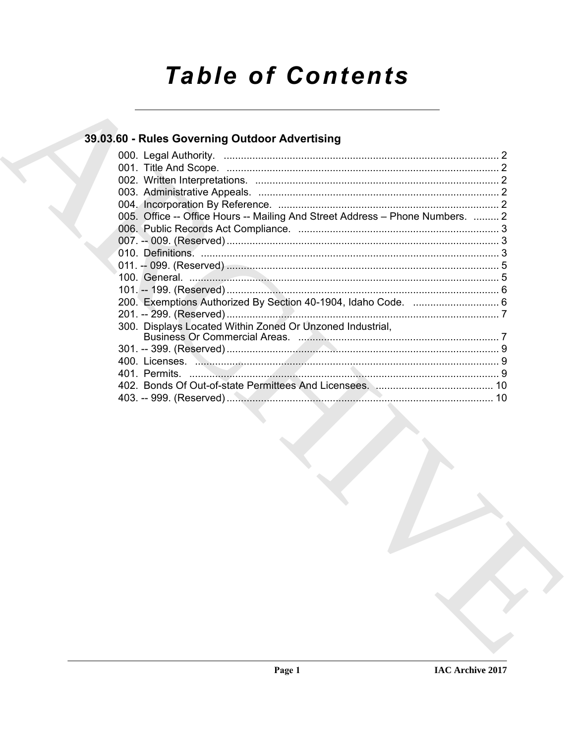# Table of Contents

## 39.03.60 - Rules Governing Outdoor Advertising

000. Legal Authority. .......... 2
001. Title And Scope. .......... 2
002. Written Interpretations. .......... 2
003. Administrative Appeals. .......... 2
004. Incorporation By Reference. .......... 2
005. Office -- Office Hours -- Mailing And Street Address – Phone Numbers. .......... 2
006. Public Records Act Compliance. .......... 3
007. -- 009. (Reserved) .......... 3
010. Definitions. .......... 3
011. -- 099. (Reserved) .......... 5
100. General. .......... 5
101. -- 199. (Reserved) .......... 6
200. Exemptions Authorized By Section 40-1904, Idaho Code. .......... 6
201. -- 299. (Reserved) .......... 7
300. Displays Located Within Zoned Or Unzoned Industrial, Business Or Commercial Areas. .......... 7
301. -- 399. (Reserved) .......... 9
400. Licenses. .......... 9
401. Permits. .......... 9
402. Bonds Of Out-of-state Permittees And Licensees. .......... 10
403. -- 999. (Reserved) .......... 10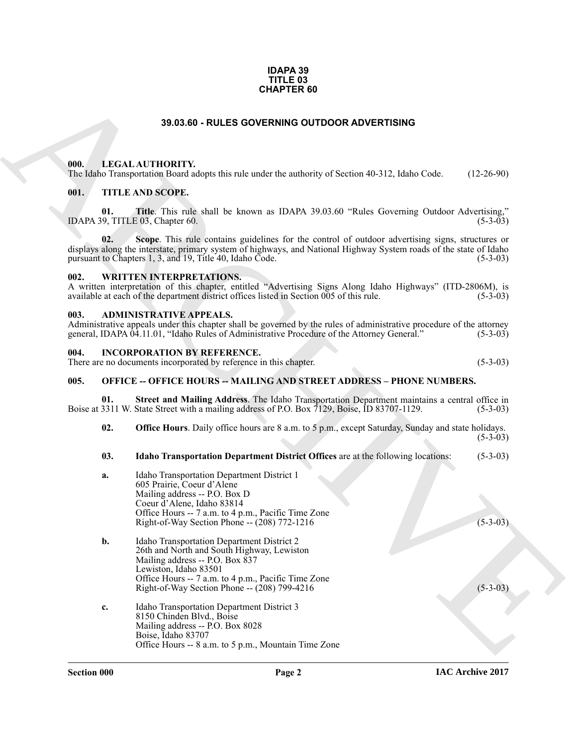**IDAPA 39**
**TITLE 03**
**CHAPTER 60**

## 39.03.60 - RULES GOVERNING OUTDOOR ADVERTISING

### 000. LEGAL AUTHORITY.

The Idaho Transportation Board adopts this rule under the authority of Section 40-312, Idaho Code. (12-26-90)

### 001. TITLE AND SCOPE.

**01. Title**. This rule shall be known as IDAPA 39.03.60 "Rules Governing Outdoor Advertising," IDAPA 39, TITLE 03, Chapter 60. (5-3-03)

**02. Scope**. This rule contains guidelines for the control of outdoor advertising signs, structures or displays along the interstate, primary system of highways, and National Highway System roads of the state of Idaho pursuant to Chapters 1, 3, and 19, Title 40, Idaho Code. (5-3-03)

### 002. WRITTEN INTERPRETATIONS.

A written interpretation of this chapter, entitled "Advertising Signs Along Idaho Highways" (ITD-2806M), is available at each of the department district offices listed in Section 005 of this rule. (5-3-03)

### 003. ADMINISTRATIVE APPEALS.

Administrative appeals under this chapter shall be governed by the rules of administrative procedure of the attorney general, IDAPA 04.11.01, "Idaho Rules of Administrative Procedure of the Attorney General." (5-3-03)

### 004. INCORPORATION BY REFERENCE.

There are no documents incorporated by reference in this chapter. (5-3-03)

### 005. OFFICE -- OFFICE HOURS -- MAILING AND STREET ADDRESS – PHONE NUMBERS.

**01. Street and Mailing Address**. The Idaho Transportation Department maintains a central office in Boise at 3311 W. State Street with a mailing address of P.O. Box 7129, Boise, ID 83707-1129. (5-3-03)

**02. Office Hours**. Daily office hours are 8 a.m. to 5 p.m., except Saturday, Sunday and state holidays. (5-3-03)

**03. Idaho Transportation Department District Offices** are at the following locations: (5-3-03)

**a.** Idaho Transportation Department District 1
605 Prairie, Coeur d'Alene
Mailing address -- P.O. Box D
Coeur d'Alene, Idaho 83814
Office Hours -- 7 a.m. to 4 p.m., Pacific Time Zone
Right-of-Way Section Phone -- (208) 772-1216 (5-3-03)

**b.** Idaho Transportation Department District 2
26th and North and South Highway, Lewiston
Mailing address -- P.O. Box 837
Lewiston, Idaho 83501
Office Hours -- 7 a.m. to 4 p.m., Pacific Time Zone
Right-of-Way Section Phone -- (208) 799-4216 (5-3-03)

**c.** Idaho Transportation Department District 3
8150 Chinden Blvd., Boise
Mailing address -- P.O. Box 8028
Boise, Idaho 83707
Office Hours -- 8 a.m. to 5 p.m., Mountain Time Zone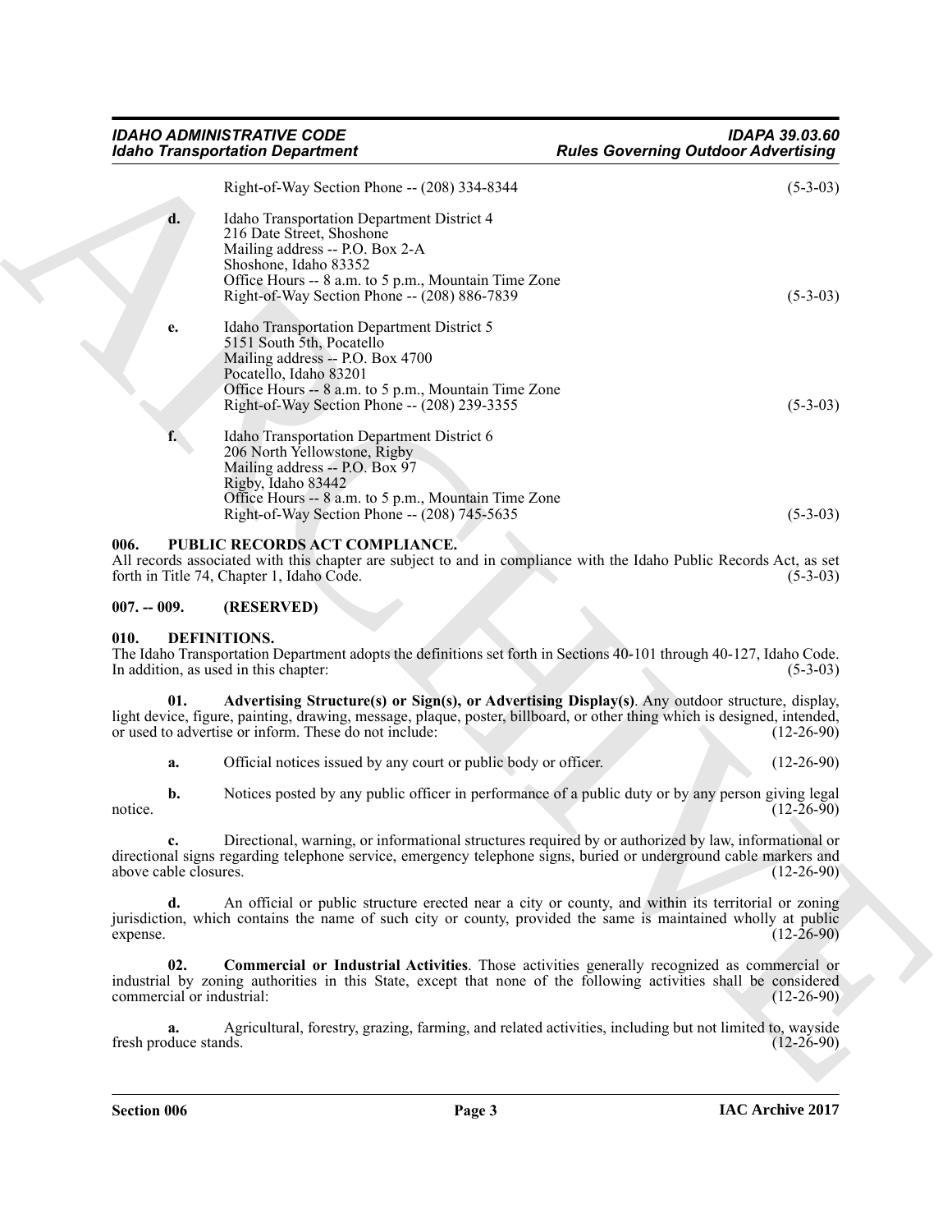Right-of-Way Section Phone -- (208) 334-8344 (5-3-03)

**d.** Idaho Transportation Department District 4
216 Date Street, Shoshone
Mailing address -- P.O. Box 2-A
Shoshone, Idaho 83352
Office Hours -- 8 a.m. to 5 p.m., Mountain Time Zone
Right-of-Way Section Phone -- (208) 886-7839 (5-3-03)

**e.** Idaho Transportation Department District 5
5151 South 5th, Pocatello
Mailing address -- P.O. Box 4700
Pocatello, Idaho 83201
Office Hours -- 8 a.m. to 5 p.m., Mountain Time Zone
Right-of-Way Section Phone -- (208) 239-3355 (5-3-03)

**f.** Idaho Transportation Department District 6
206 North Yellowstone, Rigby
Mailing address -- P.O. Box 97
Rigby, Idaho 83442
Office Hours -- 8 a.m. to 5 p.m., Mountain Time Zone
Right-of-Way Section Phone -- (208) 745-5635 (5-3-03)

### 006. PUBLIC RECORDS ACT COMPLIANCE.

All records associated with this chapter are subject to and in compliance with the Idaho Public Records Act, as set forth in Title 74, Chapter 1, Idaho Code. (5-3-03)

### 007. -- 009. (RESERVED)

### 010. DEFINITIONS.

The Idaho Transportation Department adopts the definitions set forth in Sections 40-101 through 40-127, Idaho Code. In addition, as used in this chapter: (5-3-03)

**01. Advertising Structure(s) or Sign(s), or Advertising Display(s)**. Any outdoor structure, display, light device, figure, painting, drawing, message, plaque, poster, billboard, or other thing which is designed, intended, or used to advertise or inform. These do not include: (12-26-90)

**a.** Official notices issued by any court or public body or officer. (12-26-90)

**b.** Notices posted by any public officer in performance of a public duty or by any person giving legal notice. (12-26-90)

**c.** Directional, warning, or informational structures required by or authorized by law, informational or directional signs regarding telephone service, emergency telephone signs, buried or underground cable markers and above cable closures. (12-26-90)

**d.** An official or public structure erected near a city or county, and within its territorial or zoning jurisdiction, which contains the name of such city or county, provided the same is maintained wholly at public expense. (12-26-90)

**02. Commercial or Industrial Activities**. Those activities generally recognized as commercial or industrial by zoning authorities in this State, except that none of the following activities shall be considered commercial or industrial: (12-26-90)

**a.** Agricultural, forestry, grazing, farming, and related activities, including but not limited to, wayside fresh produce stands. (12-26-90)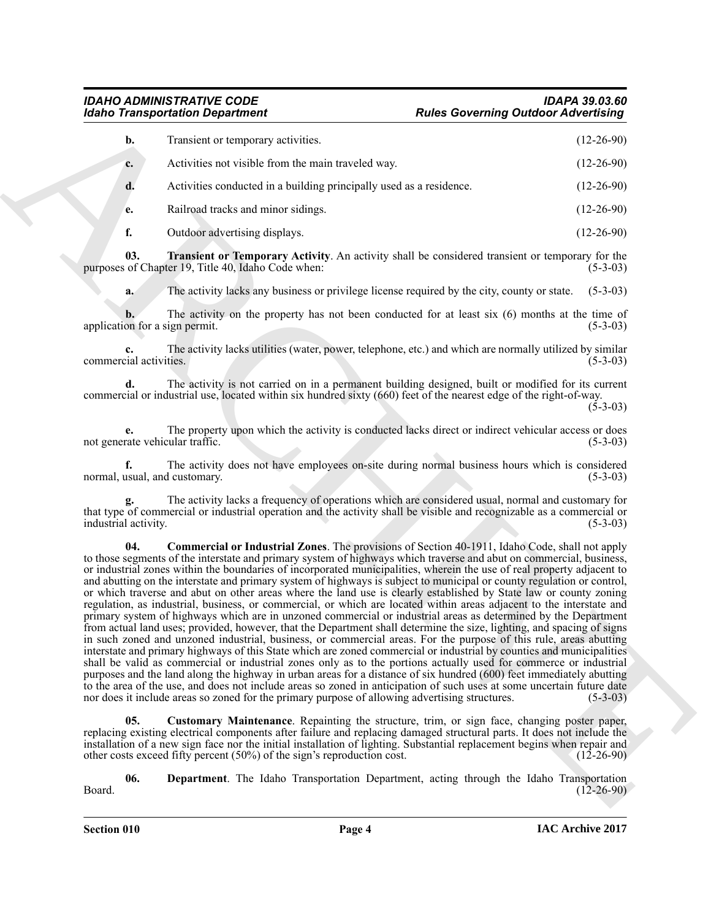**b.** Transient or temporary activities. (12-26-90)

**c.** Activities not visible from the main traveled way. (12-26-90)

**d.** Activities conducted in a building principally used as a residence. (12-26-90)

**e.** Railroad tracks and minor sidings. (12-26-90)

**f.** Outdoor advertising displays. (12-26-90)

**03. Transient or Temporary Activity**. An activity shall be considered transient or temporary for the purposes of Chapter 19, Title 40, Idaho Code when: (5-3-03)

**a.** The activity lacks any business or privilege license required by the city, county or state. (5-3-03)

**b.** The activity on the property has not been conducted for at least six (6) months at the time of application for a sign permit. (5-3-03)

**c.** The activity lacks utilities (water, power, telephone, etc.) and which are normally utilized by similar commercial activities. (5-3-03)

**d.** The activity is not carried on in a permanent building designed, built or modified for its current commercial or industrial use, located within six hundred sixty (660) feet of the nearest edge of the right-of-way. (5-3-03)

**e.** The property upon which the activity is conducted lacks direct or indirect vehicular access or does not generate vehicular traffic. (5-3-03)

**f.** The activity does not have employees on-site during normal business hours which is considered normal, usual, and customary. (5-3-03)

**g.** The activity lacks a frequency of operations which are considered usual, normal and customary for that type of commercial or industrial operation and the activity shall be visible and recognizable as a commercial or industrial activity. (5-3-03)

**04. Commercial or Industrial Zones**. The provisions of Section 40-1911, Idaho Code, shall not apply to those segments of the interstate and primary system of highways which traverse and abut on commercial, business, or industrial zones within the boundaries of incorporated municipalities, wherein the use of real property adjacent to and abutting on the interstate and primary system of highways is subject to municipal or county regulation or control, or which traverse and abut on other areas where the land use is clearly established by State law or county zoning regulation, as industrial, business, or commercial, or which are located within areas adjacent to the interstate and primary system of highways which are in unzoned commercial or industrial areas as determined by the Department from actual land uses; provided, however, that the Department shall determine the size, lighting, and spacing of signs in such zoned and unzoned industrial, business, or commercial areas. For the purpose of this rule, areas abutting interstate and primary highways of this State which are zoned commercial or industrial by counties and municipalities shall be valid as commercial or industrial zones only as to the portions actually used for commerce or industrial purposes and the land along the highway in urban areas for a distance of six hundred (600) feet immediately abutting to the area of the use, and does not include areas so zoned in anticipation of such uses at some uncertain future date nor does it include areas so zoned for the primary purpose of allowing advertising structures. (5-3-03)

**05. Customary Maintenance**. Repainting the structure, trim, or sign face, changing poster paper, replacing existing electrical components after failure and replacing damaged structural parts. It does not include the installation of a new sign face nor the initial installation of lighting. Substantial replacement begins when repair and other costs exceed fifty percent (50%) of the sign's reproduction cost. (12-26-90)

**06. Department**. The Idaho Transportation Department, acting through the Idaho Transportation Board. (12-26-90)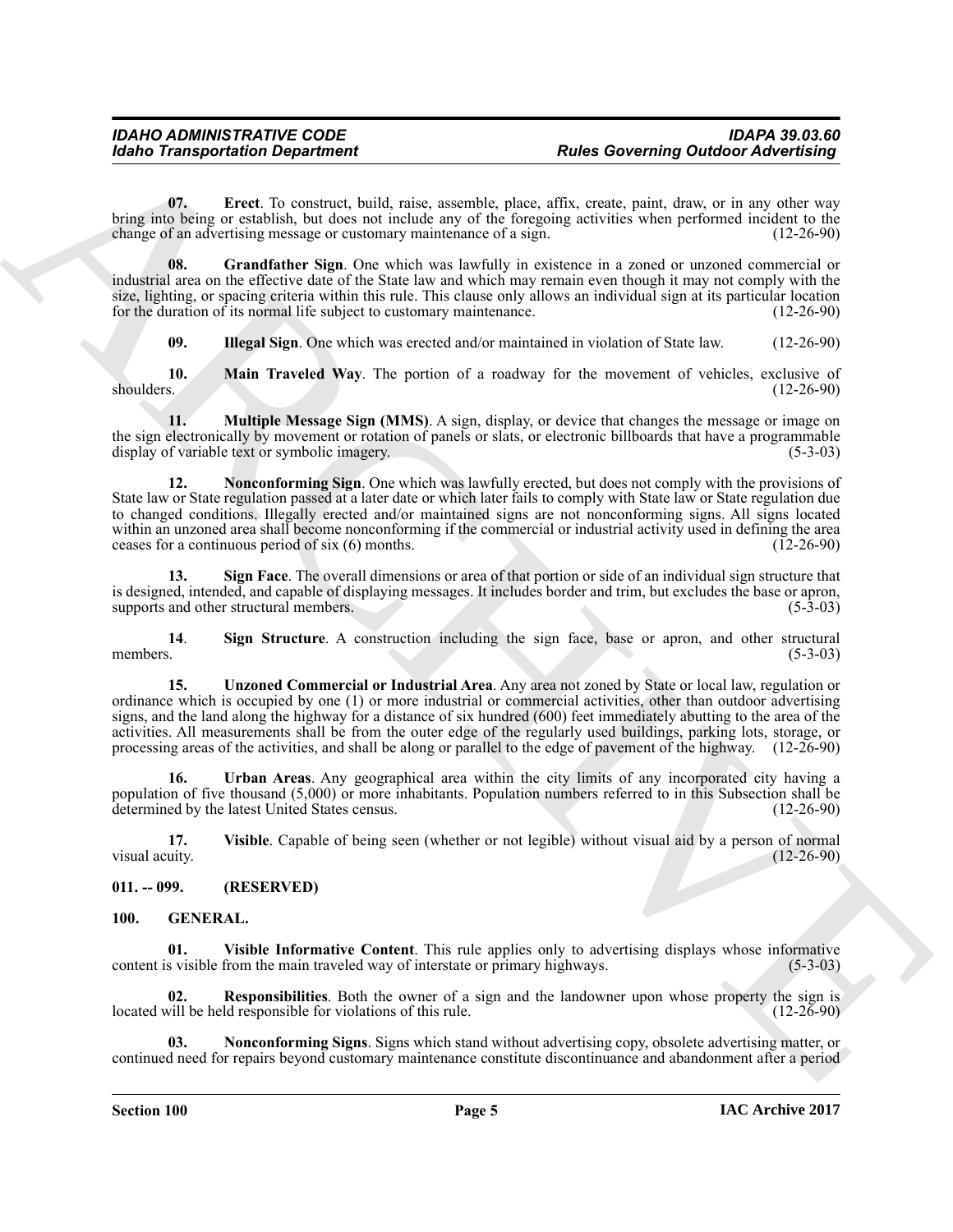**07. Erect**. To construct, build, raise, assemble, place, affix, create, paint, draw, or in any other way bring into being or establish, but does not include any of the foregoing activities when performed incident to the change of an advertising message or customary maintenance of a sign. (12-26-90)

**08. Grandfather Sign**. One which was lawfully in existence in a zoned or unzoned commercial or industrial area on the effective date of the State law and which may remain even though it may not comply with the size, lighting, or spacing criteria within this rule. This clause only allows an individual sign at its particular location for the duration of its normal life subject to customary maintenance. (12-26-90)

**09. Illegal Sign**. One which was erected and/or maintained in violation of State law. (12-26-90)

**10. Main Traveled Way**. The portion of a roadway for the movement of vehicles, exclusive of shoulders. (12-26-90)

**11. Multiple Message Sign (MMS)**. A sign, display, or device that changes the message or image on the sign electronically by movement or rotation of panels or slats, or electronic billboards that have a programmable display of variable text or symbolic imagery. (5-3-03)

**12. Nonconforming Sign**. One which was lawfully erected, but does not comply with the provisions of State law or State regulation passed at a later date or which later fails to comply with State law or State regulation due to changed conditions. Illegally erected and/or maintained signs are not nonconforming signs. All signs located within an unzoned area shall become nonconforming if the commercial or industrial activity used in defining the area ceases for a continuous period of six (6) months. (12-26-90)

**13. Sign Face**. The overall dimensions or area of that portion or side of an individual sign structure that is designed, intended, and capable of displaying messages. It includes border and trim, but excludes the base or apron, supports and other structural members. (5-3-03)

**14. Sign Structure**. A construction including the sign face, base or apron, and other structural members. (5-3-03)

**15. Unzoned Commercial or Industrial Area**. Any area not zoned by State or local law, regulation or ordinance which is occupied by one (1) or more industrial or commercial activities, other than outdoor advertising signs, and the land along the highway for a distance of six hundred (600) feet immediately abutting to the area of the activities. All measurements shall be from the outer edge of the regularly used buildings, parking lots, storage, or processing areas of the activities, and shall be along or parallel to the edge of pavement of the highway. (12-26-90)

**16. Urban Areas**. Any geographical area within the city limits of any incorporated city having a population of five thousand (5,000) or more inhabitants. Population numbers referred to in this Subsection shall be determined by the latest United States census. (12-26-90)

**17. Visible**. Capable of being seen (whether or not legible) without visual aid by a person of normal visual acuity. (12-26-90)

## 011. -- 099. (RESERVED)

## 100. GENERAL.

**01. Visible Informative Content**. This rule applies only to advertising displays whose informative content is visible from the main traveled way of interstate or primary highways. (5-3-03)

**02. Responsibilities**. Both the owner of a sign and the landowner upon whose property the sign is located will be held responsible for violations of this rule. (12-26-90)

**03. Nonconforming Signs**. Signs which stand without advertising copy, obsolete advertising matter, or continued need for repairs beyond customary maintenance constitute discontinuance and abandonment after a period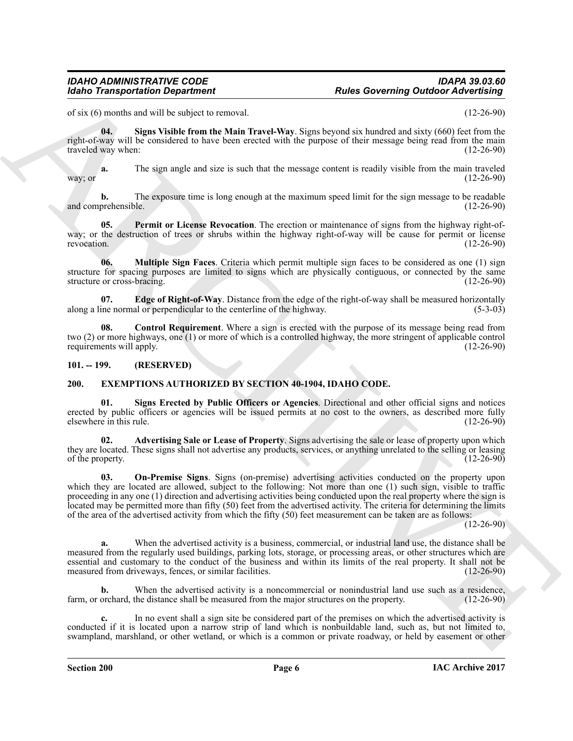of six (6) months and will be subject to removal. (12-26-90)

**04. Signs Visible from the Main Travel-Way**. Signs beyond six hundred and sixty (660) feet from the right-of-way will be considered to have been erected with the purpose of their message being read from the main traveled way when: (12-26-90)

**a.** The sign angle and size is such that the message content is readily visible from the main traveled way; or (12-26-90)

**b.** The exposure time is long enough at the maximum speed limit for the sign message to be readable and comprehensible. (12-26-90)

**05. Permit or License Revocation**. The erection or maintenance of signs from the highway right-of-way; or the destruction of trees or shrubs within the highway right-of-way will be cause for permit or license revocation. (12-26-90)

**06. Multiple Sign Faces**. Criteria which permit multiple sign faces to be considered as one (1) sign structure for spacing purposes are limited to signs which are physically contiguous, or connected by the same structure or cross-bracing. (12-26-90)

**07. Edge of Right-of-Way**. Distance from the edge of the right-of-way shall be measured horizontally along a line normal or perpendicular to the centerline of the highway. (5-3-03)

**08. Control Requirement**. Where a sign is erected with the purpose of its message being read from two (2) or more highways, one (1) or more of which is a controlled highway, the more stringent of applicable control requirements will apply. (12-26-90)

## 101. -- 199. (RESERVED)

## 200. EXEMPTIONS AUTHORIZED BY SECTION 40-1904, IDAHO CODE.

**01. Signs Erected by Public Officers or Agencies**. Directional and other official signs and notices erected by public officers or agencies will be issued permits at no cost to the owners, as described more fully elsewhere in this rule. (12-26-90)

**02. Advertising Sale or Lease of Property**. Signs advertising the sale or lease of property upon which they are located. These signs shall not advertise any products, services, or anything unrelated to the selling or leasing of the property. (12-26-90)

**03. On-Premise Signs**. Signs (on-premise) advertising activities conducted on the property upon which they are located are allowed, subject to the following: Not more than one (1) such sign, visible to traffic proceeding in any one (1) direction and advertising activities being conducted upon the real property where the sign is located may be permitted more than fifty (50) feet from the advertised activity. The criteria for determining the limits of the area of the advertised activity from which the fifty (50) feet measurement can be taken are as follows: (12-26-90)

**a.** When the advertised activity is a business, commercial, or industrial land use, the distance shall be measured from the regularly used buildings, parking lots, storage, or processing areas, or other structures which are essential and customary to the conduct of the business and within its limits of the real property. It shall not be measured from driveways, fences, or similar facilities. (12-26-90)

**b.** When the advertised activity is a noncommercial or nonindustrial land use such as a residence, farm, or orchard, the distance shall be measured from the major structures on the property. (12-26-90)

**c.** In no event shall a sign site be considered part of the premises on which the advertised activity is conducted if it is located upon a narrow strip of land which is nonbuildable land, such as, but not limited to, swampland, marshland, or other wetland, or which is a common or private roadway, or held by easement or other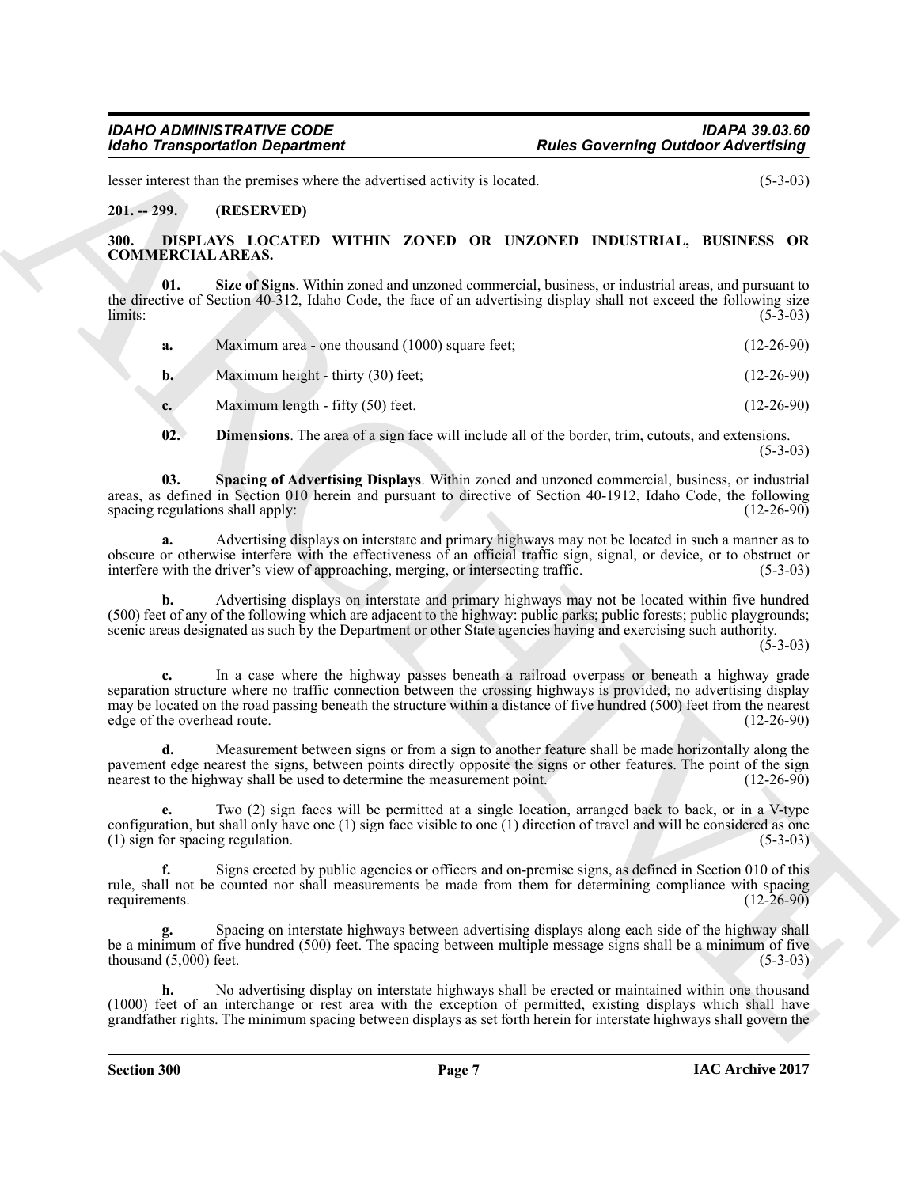lesser interest than the premises where the advertised activity is located. (5-3-03)

## 201. -- 299. (RESERVED)

## 300. DISPLAYS LOCATED WITHIN ZONED OR UNZONED INDUSTRIAL, BUSINESS OR COMMERCIAL AREAS.

**01. Size of Signs**. Within zoned and unzoned commercial, business, or industrial areas, and pursuant to the directive of Section 40-312, Idaho Code, the face of an advertising display shall not exceed the following size limits: (5-3-03)

**a.** Maximum area - one thousand (1000) square feet; (12-26-90)

**b.** Maximum height - thirty (30) feet; (12-26-90)

**c.** Maximum length - fifty (50) feet. (12-26-90)

**02. Dimensions**. The area of a sign face will include all of the border, trim, cutouts, and extensions. (5-3-03)

**03. Spacing of Advertising Displays**. Within zoned and unzoned commercial, business, or industrial areas, as defined in Section 010 herein and pursuant to directive of Section 40-1912, Idaho Code, the following spacing regulations shall apply: (12-26-90)

**a.** Advertising displays on interstate and primary highways may not be located in such a manner as to obscure or otherwise interfere with the effectiveness of an official traffic sign, signal, or device, or to obstruct or interfere with the driver's view of approaching, merging, or intersecting traffic. (5-3-03)

**b.** Advertising displays on interstate and primary highways may not be located within five hundred (500) feet of any of the following which are adjacent to the highway: public parks; public forests; public playgrounds; scenic areas designated as such by the Department or other State agencies having and exercising such authority. (5-3-03)

**c.** In a case where the highway passes beneath a railroad overpass or beneath a highway grade separation structure where no traffic connection between the crossing highways is provided, no advertising display may be located on the road passing beneath the structure within a distance of five hundred (500) feet from the nearest edge of the overhead route. (12-26-90)

**d.** Measurement between signs or from a sign to another feature shall be made horizontally along the pavement edge nearest the signs, between points directly opposite the signs or other features. The point of the sign nearest to the highway shall be used to determine the measurement point. (12-26-90)

**e.** Two (2) sign faces will be permitted at a single location, arranged back to back, or in a V-type configuration, but shall only have one (1) sign face visible to one (1) direction of travel and will be considered as one (1) sign for spacing regulation. (5-3-03)

**f.** Signs erected by public agencies or officers and on-premise signs, as defined in Section 010 of this rule, shall not be counted nor shall measurements be made from them for determining compliance with spacing requirements. (12-26-90)

**g.** Spacing on interstate highways between advertising displays along each side of the highway shall be a minimum of five hundred (500) feet. The spacing between multiple message signs shall be a minimum of five thousand (5,000) feet. (5-3-03)

**h.** No advertising display on interstate highways shall be erected or maintained within one thousand (1000) feet of an interchange or rest area with the exception of permitted, existing displays which shall have grandfather rights. The minimum spacing between displays as set forth herein for interstate highways shall govern the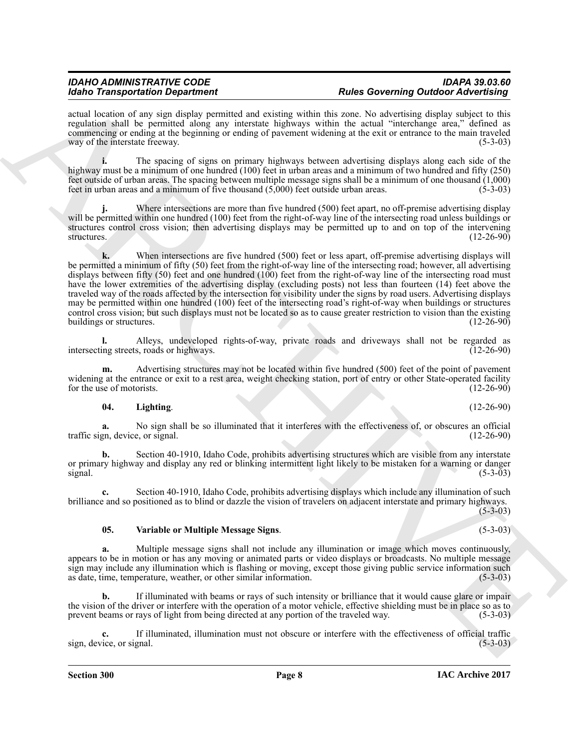actual location of any sign display permitted and existing within this zone. No advertising display subject to this regulation shall be permitted along any interstate highways within the actual "interchange area," defined as commencing or ending at the beginning or ending of pavement widening at the exit or entrance to the main traveled way of the interstate freeway. (5-3-03)

**i.** The spacing of signs on primary highways between advertising displays along each side of the highway must be a minimum of one hundred (100) feet in urban areas and a minimum of two hundred and fifty (250) feet outside of urban areas. The spacing between multiple message signs shall be a minimum of one thousand (1,000) feet in urban areas and a minimum of five thousand (5,000) feet outside urban areas. (5-3-03)

**j.** Where intersections are more than five hundred (500) feet apart, no off-premise advertising display will be permitted within one hundred (100) feet from the right-of-way line of the intersecting road unless buildings or structures control cross vision; then advertising displays may be permitted up to and on top of the intervening structures. (12-26-90)

**k.** When intersections are five hundred (500) feet or less apart, off-premise advertising displays will be permitted a minimum of fifty (50) feet from the right-of-way line of the intersecting road; however, all advertising displays between fifty (50) feet and one hundred (100) feet from the right-of-way line of the intersecting road must have the lower extremities of the advertising display (excluding posts) not less than fourteen (14) feet above the traveled way of the roads affected by the intersection for visibility under the signs by road users. Advertising displays may be permitted within one hundred (100) feet of the intersecting road's right-of-way when buildings or structures control cross vision; but such displays must not be located so as to cause greater restriction to vision than the existing buildings or structures. (12-26-90)

**l.** Alleys, undeveloped rights-of-way, private roads and driveways shall not be regarded as intersecting streets, roads or highways. (12-26-90)

**m.** Advertising structures may not be located within five hundred (500) feet of the point of pavement widening at the entrance or exit to a rest area, weight checking station, port of entry or other State-operated facility for the use of motorists. (12-26-90)

**04. Lighting**. (12-26-90)

**a.** No sign shall be so illuminated that it interferes with the effectiveness of, or obscures an official traffic sign, device, or signal. (12-26-90)

**b.** Section 40-1910, Idaho Code, prohibits advertising structures which are visible from any interstate or primary highway and display any red or blinking intermittent light likely to be mistaken for a warning or danger signal. (5-3-03)

**c.** Section 40-1910, Idaho Code, prohibits advertising displays which include any illumination of such brilliance and so positioned as to blind or dazzle the vision of travelers on adjacent interstate and primary highways. (5-3-03)

**05. Variable or Multiple Message Signs**. (5-3-03)

**a.** Multiple message signs shall not include any illumination or image which moves continuously, appears to be in motion or has any moving or animated parts or video displays or broadcasts. No multiple message sign may include any illumination which is flashing or moving, except those giving public service information such as date, time, temperature, weather, or other similar information. (5-3-03)

**b.** If illuminated with beams or rays of such intensity or brilliance that it would cause glare or impair the vision of the driver or interfere with the operation of a motor vehicle, effective shielding must be in place so as to prevent beams or rays of light from being directed at any portion of the traveled way. (5-3-03)

**c.** If illuminated, illumination must not obscure or interfere with the effectiveness of official traffic sign, device, or signal. (5-3-03)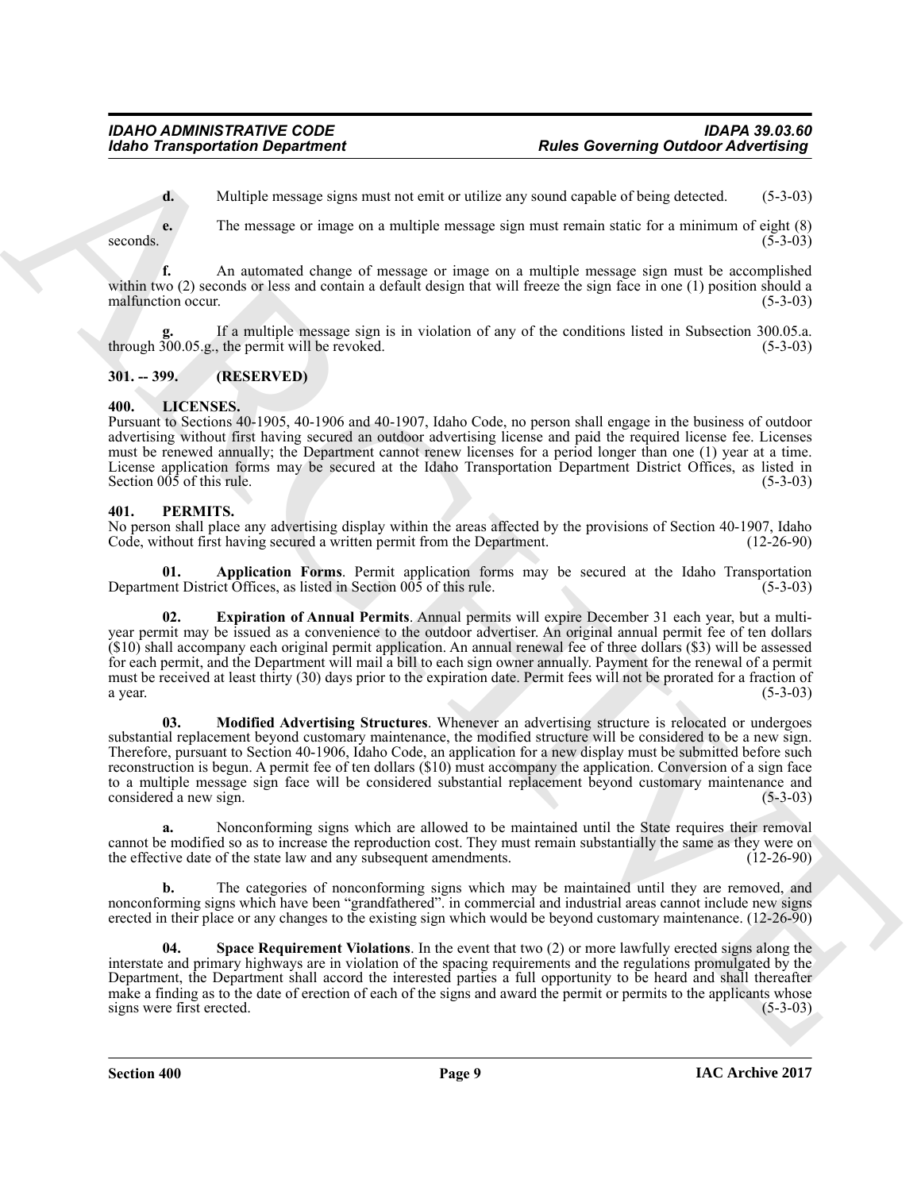**d.** Multiple message signs must not emit or utilize any sound capable of being detected. (5-3-03)

**e.** The message or image on a multiple message sign must remain static for a minimum of eight (8) seconds. (5-3-03)

**f.** An automated change of message or image on a multiple message sign must be accomplished within two (2) seconds or less and contain a default design that will freeze the sign face in one (1) position should a malfunction occur. (5-3-03)

**g.** If a multiple message sign is in violation of any of the conditions listed in Subsection 300.05.a. through 300.05.g., the permit will be revoked. (5-3-03)

## 301. -- 399. (RESERVED)

## 400. LICENSES.

Pursuant to Sections 40-1905, 40-1906 and 40-1907, Idaho Code, no person shall engage in the business of outdoor advertising without first having secured an outdoor advertising license and paid the required license fee. Licenses must be renewed annually; the Department cannot renew licenses for a period longer than one (1) year at a time. License application forms may be secured at the Idaho Transportation Department District Offices, as listed in Section 005 of this rule. (5-3-03)

## 401. PERMITS.

No person shall place any advertising display within the areas affected by the provisions of Section 40-1907, Idaho Code, without first having secured a written permit from the Department. (12-26-90)

**01. Application Forms**. Permit application forms may be secured at the Idaho Transportation Department District Offices, as listed in Section 005 of this rule. (5-3-03)

**02. Expiration of Annual Permits**. Annual permits will expire December 31 each year, but a multi-year permit may be issued as a convenience to the outdoor advertiser. An original annual permit fee of ten dollars ($10) shall accompany each original permit application. An annual renewal fee of three dollars ($3) will be assessed for each permit, and the Department will mail a bill to each sign owner annually. Payment for the renewal of a permit must be received at least thirty (30) days prior to the expiration date. Permit fees will not be prorated for a fraction of a year. (5-3-03)

**03. Modified Advertising Structures**. Whenever an advertising structure is relocated or undergoes substantial replacement beyond customary maintenance, the modified structure will be considered to be a new sign. Therefore, pursuant to Section 40-1906, Idaho Code, an application for a new display must be submitted before such reconstruction is begun. A permit fee of ten dollars ($10) must accompany the application. Conversion of a sign face to a multiple message sign face will be considered substantial replacement beyond customary maintenance and considered a new sign. (5-3-03)

**a.** Nonconforming signs which are allowed to be maintained until the State requires their removal cannot be modified so as to increase the reproduction cost. They must remain substantially the same as they were on the effective date of the state law and any subsequent amendments. (12-26-90)

**b.** The categories of nonconforming signs which may be maintained until they are removed, and nonconforming signs which have been "grandfathered". in commercial and industrial areas cannot include new signs erected in their place or any changes to the existing sign which would be beyond customary maintenance. (12-26-90)

**04. Space Requirement Violations**. In the event that two (2) or more lawfully erected signs along the interstate and primary highways are in violation of the spacing requirements and the regulations promulgated by the Department, the Department shall accord the interested parties a full opportunity to be heard and shall thereafter make a finding as to the date of erection of each of the signs and award the permit or permits to the applicants whose signs were first erected. (5-3-03)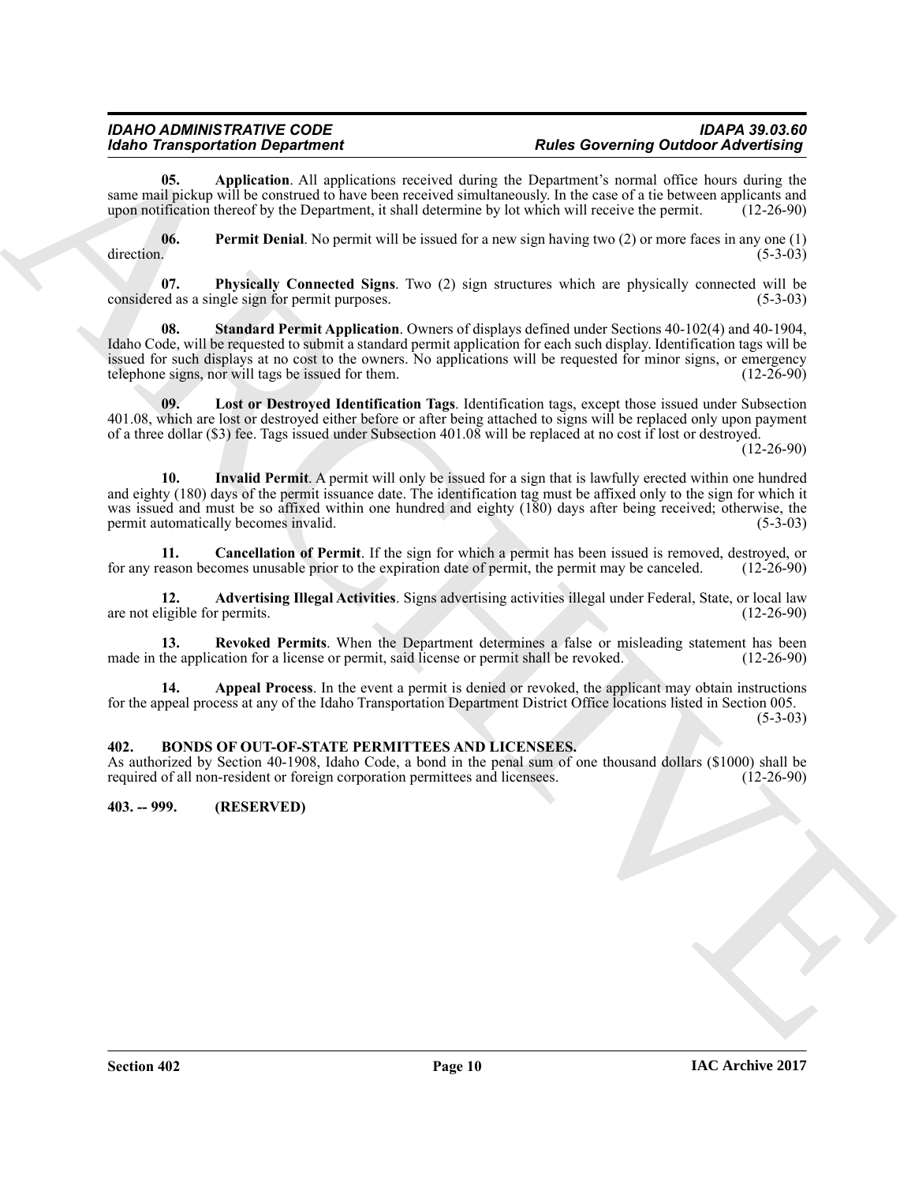**05. Application**. All applications received during the Department's normal office hours during the same mail pickup will be construed to have been received simultaneously. In the case of a tie between applicants and upon notification thereof by the Department, it shall determine by lot which will receive the permit. (12-26-90)

**06. Permit Denial**. No permit will be issued for a new sign having two (2) or more faces in any one (1) direction. (5-3-03)

**07. Physically Connected Signs**. Two (2) sign structures which are physically connected will be considered as a single sign for permit purposes. (5-3-03)

**08. Standard Permit Application**. Owners of displays defined under Sections 40-102(4) and 40-1904, Idaho Code, will be requested to submit a standard permit application for each such display. Identification tags will be issued for such displays at no cost to the owners. No applications will be requested for minor signs, or emergency telephone signs, nor will tags be issued for them. (12-26-90)

**09. Lost or Destroyed Identification Tags**. Identification tags, except those issued under Subsection 401.08, which are lost or destroyed either before or after being attached to signs will be replaced only upon payment of a three dollar ($3) fee. Tags issued under Subsection 401.08 will be replaced at no cost if lost or destroyed. (12-26-90)

**10. Invalid Permit**. A permit will only be issued for a sign that is lawfully erected within one hundred and eighty (180) days of the permit issuance date. The identification tag must be affixed only to the sign for which it was issued and must be so affixed within one hundred and eighty (180) days after being received; otherwise, the permit automatically becomes invalid. (5-3-03)

**11. Cancellation of Permit**. If the sign for which a permit has been issued is removed, destroyed, or for any reason becomes unusable prior to the expiration date of permit, the permit may be canceled. (12-26-90)

**12. Advertising Illegal Activities**. Signs advertising activities illegal under Federal, State, or local law are not eligible for permits. (12-26-90)

**13. Revoked Permits**. When the Department determines a false or misleading statement has been made in the application for a license or permit, said license or permit shall be revoked. (12-26-90)

**14. Appeal Process**. In the event a permit is denied or revoked, the applicant may obtain instructions for the appeal process at any of the Idaho Transportation Department District Office locations listed in Section 005. (5-3-03)

## 402. BONDS OF OUT-OF-STATE PERMITTEES AND LICENSEES.

As authorized by Section 40-1908, Idaho Code, a bond in the penal sum of one thousand dollars ($1000) shall be required of all non-resident or foreign corporation permittees and licensees. (12-26-90)

## 403. -- 999. (RESERVED)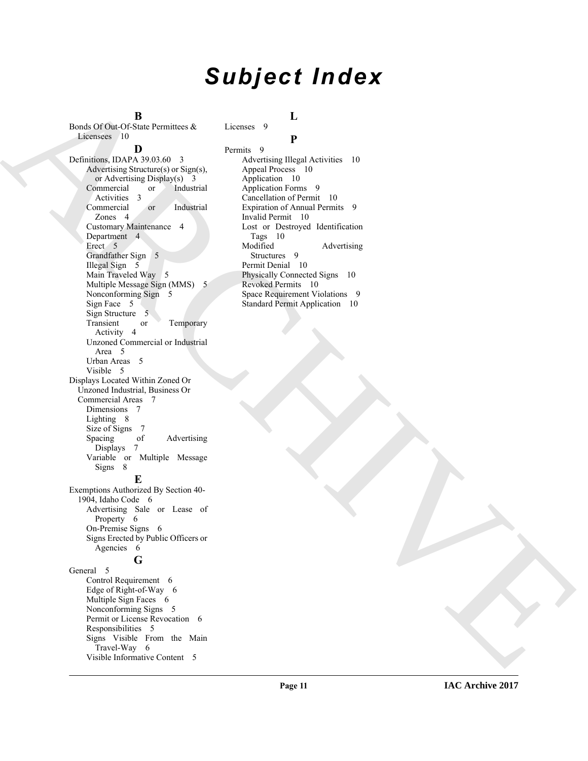# Subject Index

**B**

Bonds Of Out-Of-State Permittees & Licensees 10

**D**

Definitions, IDAPA 39.03.60 3
- Advertising Structure(s) or Sign(s), or Advertising Display(s) 3
- Commercial or Industrial Activities 3
- Commercial or Industrial Zones 4
- Customary Maintenance 4
- Department 4
- Erect 5
- Grandfather Sign 5
- Illegal Sign 5
- Main Traveled Way 5
- Multiple Message Sign (MMS) 5
- Nonconforming Sign 5
- Sign Face 5
- Sign Structure 5
- Transient or Temporary Activity 4
- Unzoned Commercial or Industrial Area 5
- Urban Areas 5
- Visible 5

Displays Located Within Zoned Or Unzoned Industrial, Business Or Commercial Areas 7
- Dimensions 7
- Lighting 8
- Size of Signs 7
- Spacing of Advertising Displays 7
- Variable or Multiple Message Signs 8

**E**

Exemptions Authorized By Section 40-1904, Idaho Code 6
- Advertising Sale or Lease of Property 6
- On-Premise Signs 6
- Signs Erected by Public Officers or Agencies 6

**G**

General 5
- Control Requirement 6
- Edge of Right-of-Way 6
- Multiple Sign Faces 6
- Nonconforming Signs 5
- Permit or License Revocation 6
- Responsibilities 5
- Signs Visible From the Main Travel-Way 6
- Visible Informative Content 5

**L**

Licenses 9

**P**

Permits 9
- Advertising Illegal Activities 10
- Appeal Process 10
- Application 10
- Application Forms 9
- Cancellation of Permit 10
- Expiration of Annual Permits 9
- Invalid Permit 10
- Lost or Destroyed Identification Tags 10
- Modified Advertising Structures 9
- Permit Denial 10
- Physically Connected Signs 10
- Revoked Permits 10
- Space Requirement Violations 9
- Standard Permit Application 10